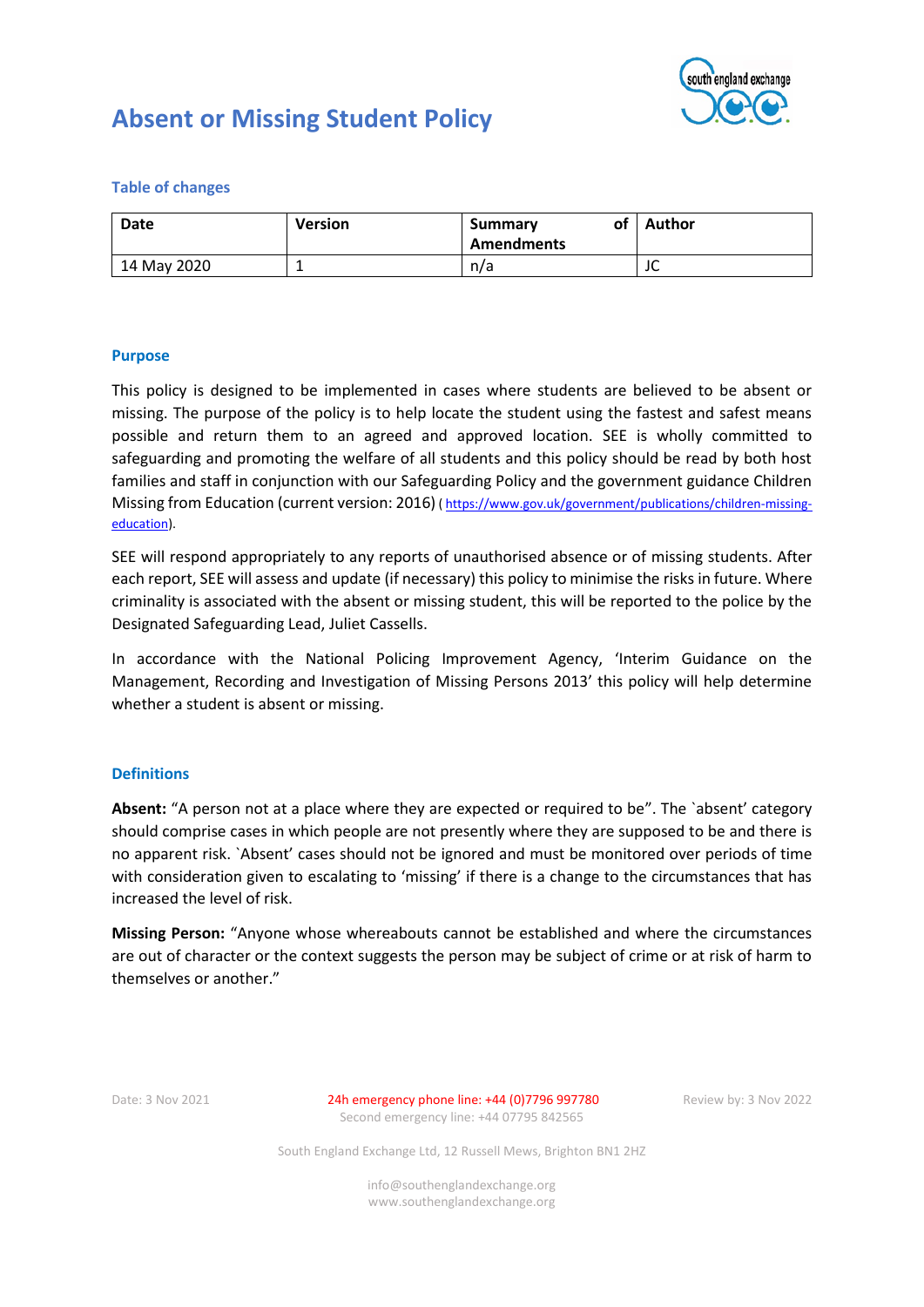# Absent or Missing Student Policy

## Table of changes

| Date | Version | Summary of Amendments | Author |
|---|---|---|---|
| 14 May 2020 | 1 | n/a | JC |

## Purpose

This policy is designed to be implemented in cases where students are believed to be absent or missing. The purpose of the policy is to help locate the student using the fastest and safest means possible and return them to an agreed and approved location. SEE is wholly committed to safeguarding and promoting the welfare of all students and this policy should be read by both host families and staff in conjunction with our Safeguarding Policy and the government guidance Children Missing from Education (current version: 2016) ( https://www.gov.uk/government/publications/children-missing-education).

SEE will respond appropriately to any reports of unauthorised absence or of missing students. After each report, SEE will assess and update (if necessary) this policy to minimise the risks in future. Where criminality is associated with the absent or missing student, this will be reported to the police by the Designated Safeguarding Lead, Juliet Cassells.

In accordance with the National Policing Improvement Agency, 'Interim Guidance on the Management, Recording and Investigation of Missing Persons 2013' this policy will help determine whether a student is absent or missing.

## Definitions

**Absent:** "A person not at a place where they are expected or required to be". The `absent' category should comprise cases in which people are not presently where they are supposed to be and there is no apparent risk. `Absent' cases should not be ignored and must be monitored over periods of time with consideration given to escalating to 'missing' if there is a change to the circumstances that has increased the level of risk.

**Missing Person:** "Anyone whose whereabouts cannot be established and where the circumstances are out of character or the context suggests the person may be subject of crime or at risk of harm to themselves or another."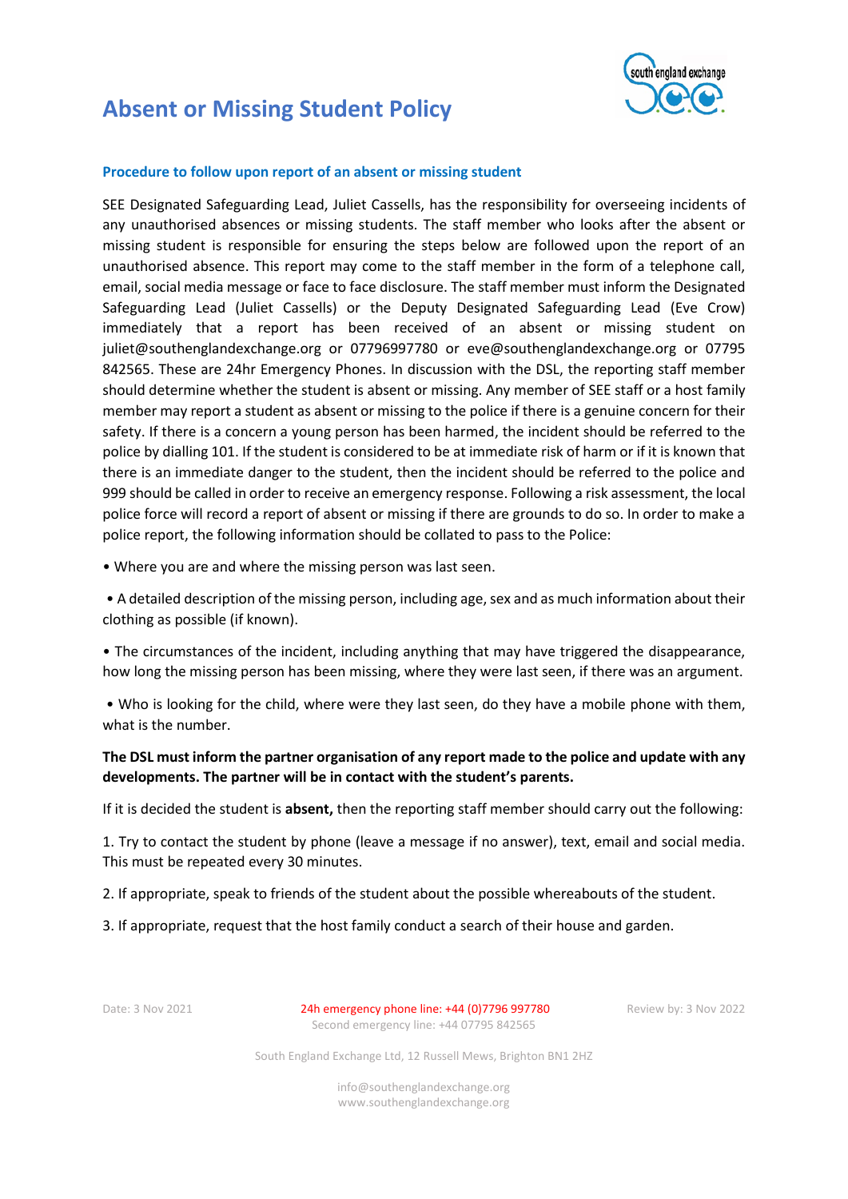# Absent or Missing Student Policy

### Procedure to follow upon report of an absent or missing student

SEE Designated Safeguarding Lead, Juliet Cassells, has the responsibility for overseeing incidents of any unauthorised absences or missing students. The staff member who looks after the absent or missing student is responsible for ensuring the steps below are followed upon the report of an unauthorised absence. This report may come to the staff member in the form of a telephone call, email, social media message or face to face disclosure. The staff member must inform the Designated Safeguarding Lead (Juliet Cassells) or the Deputy Designated Safeguarding Lead (Eve Crow) immediately that a report has been received of an absent or missing student on juliet@southenglandexchange.org or 07796997780 or eve@southenglandexchange.org or 07795 842565. These are 24hr Emergency Phones. In discussion with the DSL, the reporting staff member should determine whether the student is absent or missing. Any member of SEE staff or a host family member may report a student as absent or missing to the police if there is a genuine concern for their safety. If there is a concern a young person has been harmed, the incident should be referred to the police by dialling 101. If the student is considered to be at immediate risk of harm or if it is known that there is an immediate danger to the student, then the incident should be referred to the police and 999 should be called in order to receive an emergency response. Following a risk assessment, the local police force will record a report of absent or missing if there are grounds to do so. In order to make a police report, the following information should be collated to pass to the Police:

- Where you are and where the missing person was last seen.
- A detailed description of the missing person, including age, sex and as much information about their clothing as possible (if known).
- The circumstances of the incident, including anything that may have triggered the disappearance, how long the missing person has been missing, where they were last seen, if there was an argument.
- Who is looking for the child, where were they last seen, do they have a mobile phone with them, what is the number.

**The DSL must inform the partner organisation of any report made to the police and update with any developments. The partner will be in contact with the student's parents.**

If it is decided the student is **absent,** then the reporting staff member should carry out the following:

1. Try to contact the student by phone (leave a message if no answer), text, email and social media. This must be repeated every 30 minutes.
2. If appropriate, speak to friends of the student about the possible whereabouts of the student.
3. If appropriate, request that the host family conduct a search of their house and garden.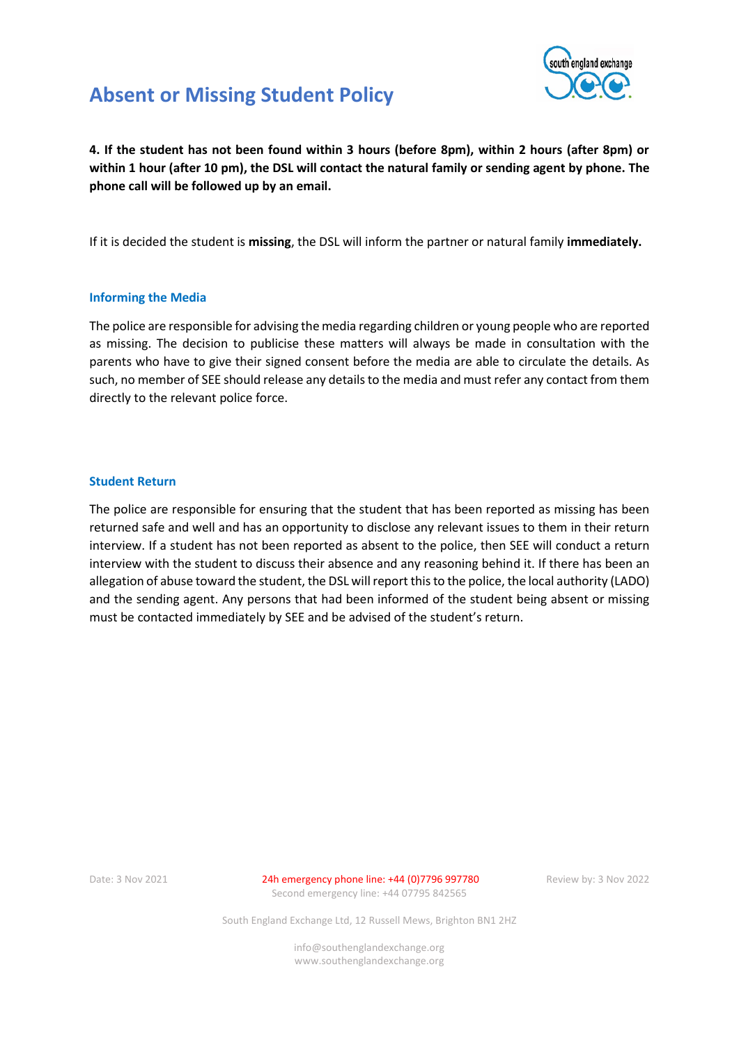**4. If the student has not been found within 3 hours (before 8pm), within 2 hours (after 8pm) or within 1 hour (after 10 pm), the DSL will contact the natural family or sending agent by phone. The phone call will be followed up by an email.**

If it is decided the student is **missing**, the DSL will inform the partner or natural family **immediately.**

### Informing the Media

The police are responsible for advising the media regarding children or young people who are reported as missing. The decision to publicise these matters will always be made in consultation with the parents who have to give their signed consent before the media are able to circulate the details. As such, no member of SEE should release any details to the media and must refer any contact from them directly to the relevant police force.

### Student Return

The police are responsible for ensuring that the student that has been reported as missing has been returned safe and well and has an opportunity to disclose any relevant issues to them in their return interview. If a student has not been reported as absent to the police, then SEE will conduct a return interview with the student to discuss their absence and any reasoning behind it. If there has been an allegation of abuse toward the student, the DSL will report this to the police, the local authority (LADO) and the sending agent. Any persons that had been informed of the student being absent or missing must be contacted immediately by SEE and be advised of the student's return.